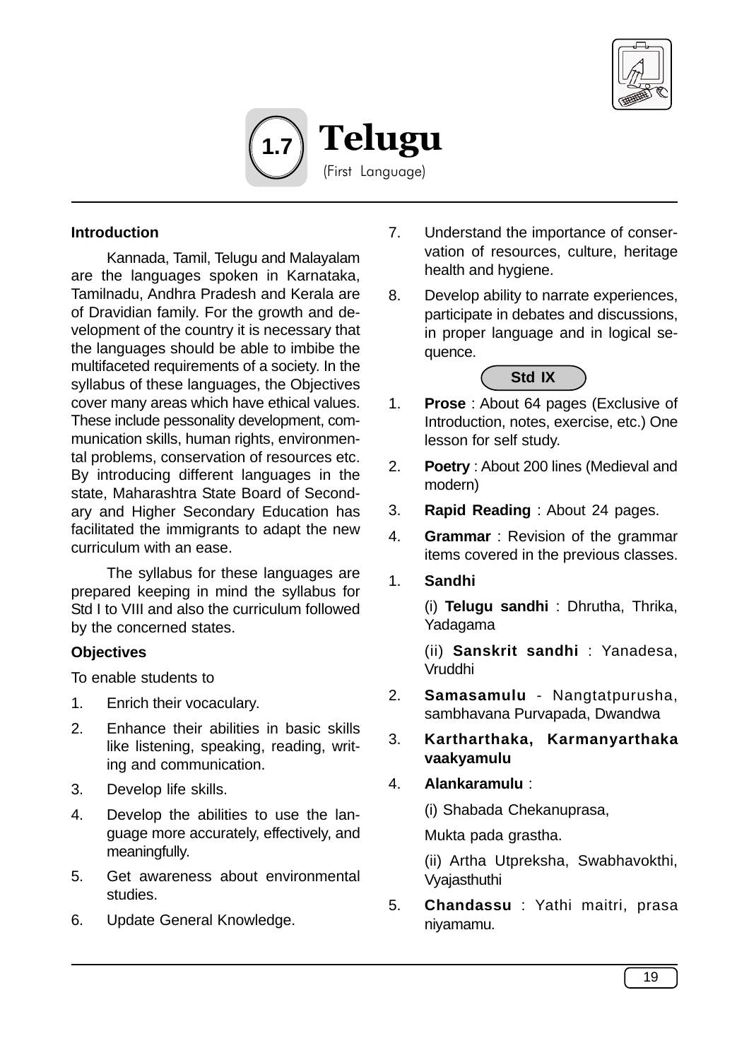# 1.7 Telugu

(First Language)

**Introduction**

Kannada, Tamil, Telugu and Malayalam are the languages spoken in Karnataka, Tamilnadu, Andhra Pradesh and Kerala are of Dravidian family. For the growth and development of the country it is necessary that the languages should be able to imbibe the multifaceted requirements of a society. In the syllabus of these languages, the Objectives cover many areas which have ethical values. These include pessonality development, communication skills, human rights, environmental problems, conservation of resources etc. By introducing different languages in the state, Maharashtra State Board of Secondary and Higher Secondary Education has facilitated the immigrants to adapt the new curriculum with an ease.

The syllabus for these languages are prepared keeping in mind the syllabus for Std I to VIII and also the curriculum followed by the concerned states.

**Objectives**

To enable students to

1. Enrich their vocaculary.
2. Enhance their abilities in basic skills like listening, speaking, reading, writing and communication.
3. Develop life skills.
4. Develop the abilities to use the language more accurately, effectively, and meaningfully.
5. Get awareness about environmental studies.
6. Update General Knowledge.
7. Understand the importance of conservation of resources, culture, heritage health and hygiene.
8. Develop ability to narrate experiences, participate in debates and discussions, in proper language and in logical sequence.

**Std IX**

1. **Prose** : About 64 pages (Exclusive of Introduction, notes, exercise, etc.) One lesson for self study.
2. **Poetry** : About 200 lines (Medieval and modern)
3. **Rapid Reading** : About 24 pages.
4. **Grammar** : Revision of the grammar items covered in the previous classes.

1. **Sandhi**

   (i) **Telugu sandhi** : Dhrutha, Thrika, Yadagama

   (ii) **Sanskrit sandhi** : Yanadesa, Vruddhi
2. **Samasamulu** - Nangtatpurusha, sambhavana Purvapada, Dwandwa
3. **Kartharthaka, Karmanyarthaka vaakyamulu**
4. **Alankaramulu** :

   (i) Shabada Chekanuprasa,

   Mukta pada grastha.

   (ii) Artha Utpreksha, Swabhavokthi, Vyajasthuthi
5. **Chandassu** : Yathi maitri, prasa niyamamu.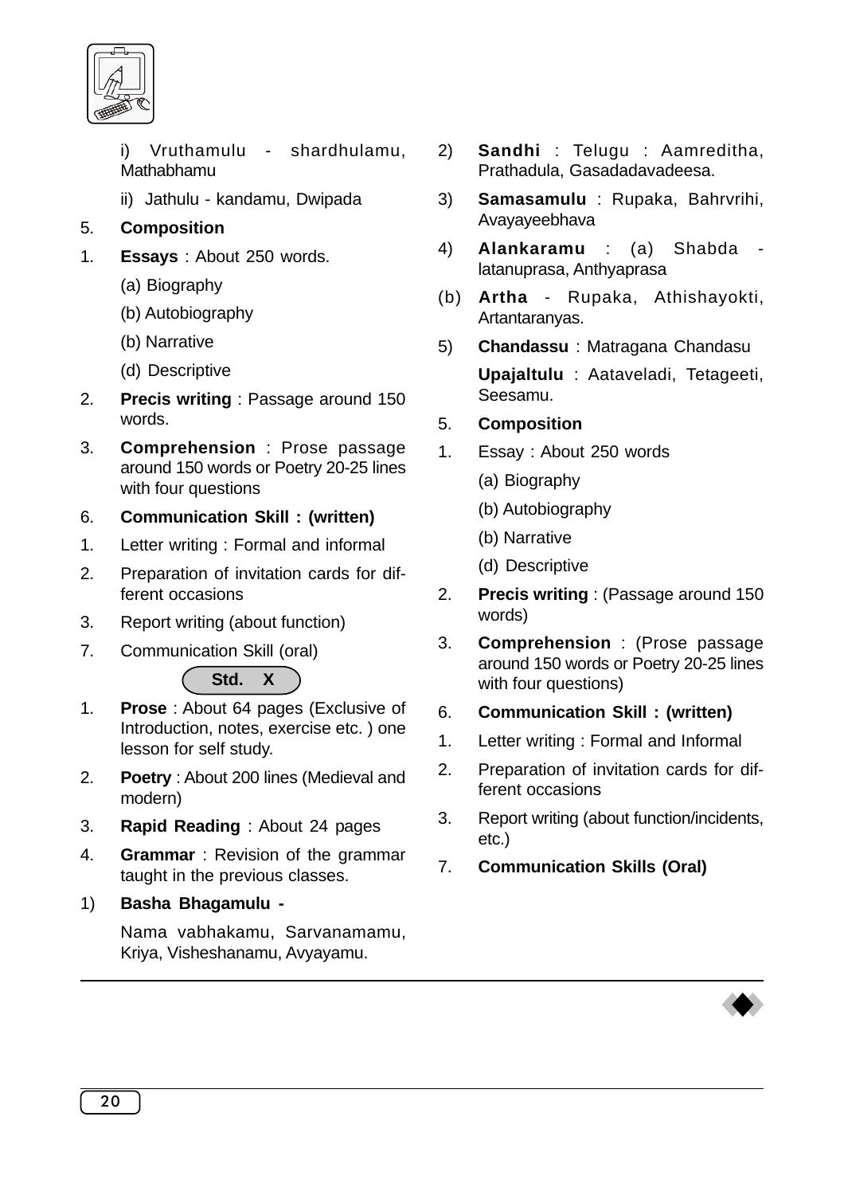i) Vruthamulu - shardhulamu, Mathabhamu

ii) Jathulu - kandamu, Dwipada

5. **Composition**

1. **Essays** : About 250 words.

   (a) Biography

   (b) Autobiography

   (b) Narrative

   (d) Descriptive

2. **Precis writing** : Passage around 150 words.

3. **Comprehension** : Prose passage around 150 words or Poetry 20-25 lines with four questions

6. **Communication Skill : (written)**

1. Letter writing : Formal and informal

2. Preparation of invitation cards for different occasions

3. Report writing (about function)

7. Communication Skill (oral)

## Std. X

1. **Prose** : About 64 pages (Exclusive of Introduction, notes, exercise etc. ) one lesson for self study.

2. **Poetry** : About 200 lines (Medieval and modern)

3. **Rapid Reading** : About 24 pages

4. **Grammar** : Revision of the grammar taught in the previous classes.

1) **Basha Bhagamulu -**

   Nama vabhakamu, Sarvanamamu, Kriya, Visheshanamu, Avyayamu.

2) **Sandhi** : Telugu : Aamreditha, Prathadula, Gasadadavadeesa.

3) **Samasamulu** : Rupaka, Bahrvrihi, Avayayeebhava

4) **Alankaramu** : (a) Shabda - latanuprasa, Anthyaprasa

(b) **Artha** - Rupaka, Athishayokti, Artantaranyas.

5) **Chandassu** : Matragana Chandasu

   **Upajaltulu** : Aataveladi, Tetageeti, Seesamu.

5. **Composition**

1. Essay : About 250 words

   (a) Biography

   (b) Autobiography

   (b) Narrative

   (d) Descriptive

2. **Precis writing** : (Passage around 150 words)

3. **Comprehension** : (Prose passage around 150 words or Poetry 20-25 lines with four questions)

6. **Communication Skill : (written)**

1. Letter writing : Formal and Informal

2. Preparation of invitation cards for different occasions

3. Report writing (about function/incidents, etc.)

7. **Communication Skills (Oral)**